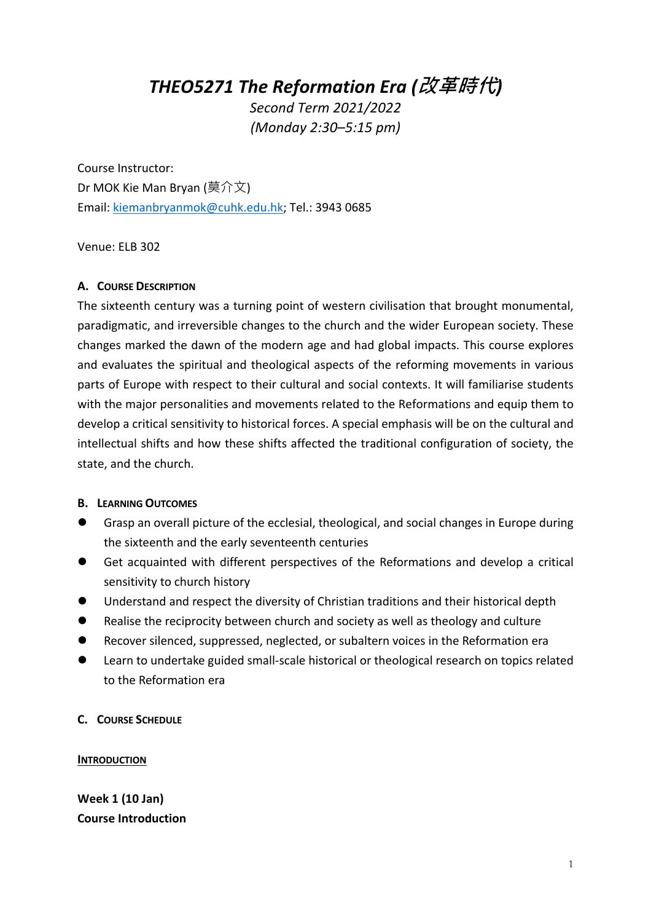# *THEO5271 The Reformation Era (改革時代)*

*Second Term 2021/2022*
*(Monday 2:30–5:15 pm)*

Course Instructor:
Dr MOK Kie Man Bryan (莫介文)
Email: kiemanbryanmok@cuhk.edu.hk; Tel.: 3943 0685

Venue: ELB 302

## A. Course Description

The sixteenth century was a turning point of western civilisation that brought monumental, paradigmatic, and irreversible changes to the church and the wider European society. These changes marked the dawn of the modern age and had global impacts. This course explores and evaluates the spiritual and theological aspects of the reforming movements in various parts of Europe with respect to their cultural and social contexts. It will familiarise students with the major personalities and movements related to the Reformations and equip them to develop a critical sensitivity to historical forces. A special emphasis will be on the cultural and intellectual shifts and how these shifts affected the traditional configuration of society, the state, and the church.

## B. Learning Outcomes

- Grasp an overall picture of the ecclesial, theological, and social changes in Europe during the sixteenth and the early seventeenth centuries
- Get acquainted with different perspectives of the Reformations and develop a critical sensitivity to church history
- Understand and respect the diversity of Christian traditions and their historical depth
- Realise the reciprocity between church and society as well as theology and culture
- Recover silenced, suppressed, neglected, or subaltern voices in the Reformation era
- Learn to undertake guided small-scale historical or theological research on topics related to the Reformation era

## C. Course Schedule

### Introduction

**Week 1 (10 Jan)**
**Course Introduction**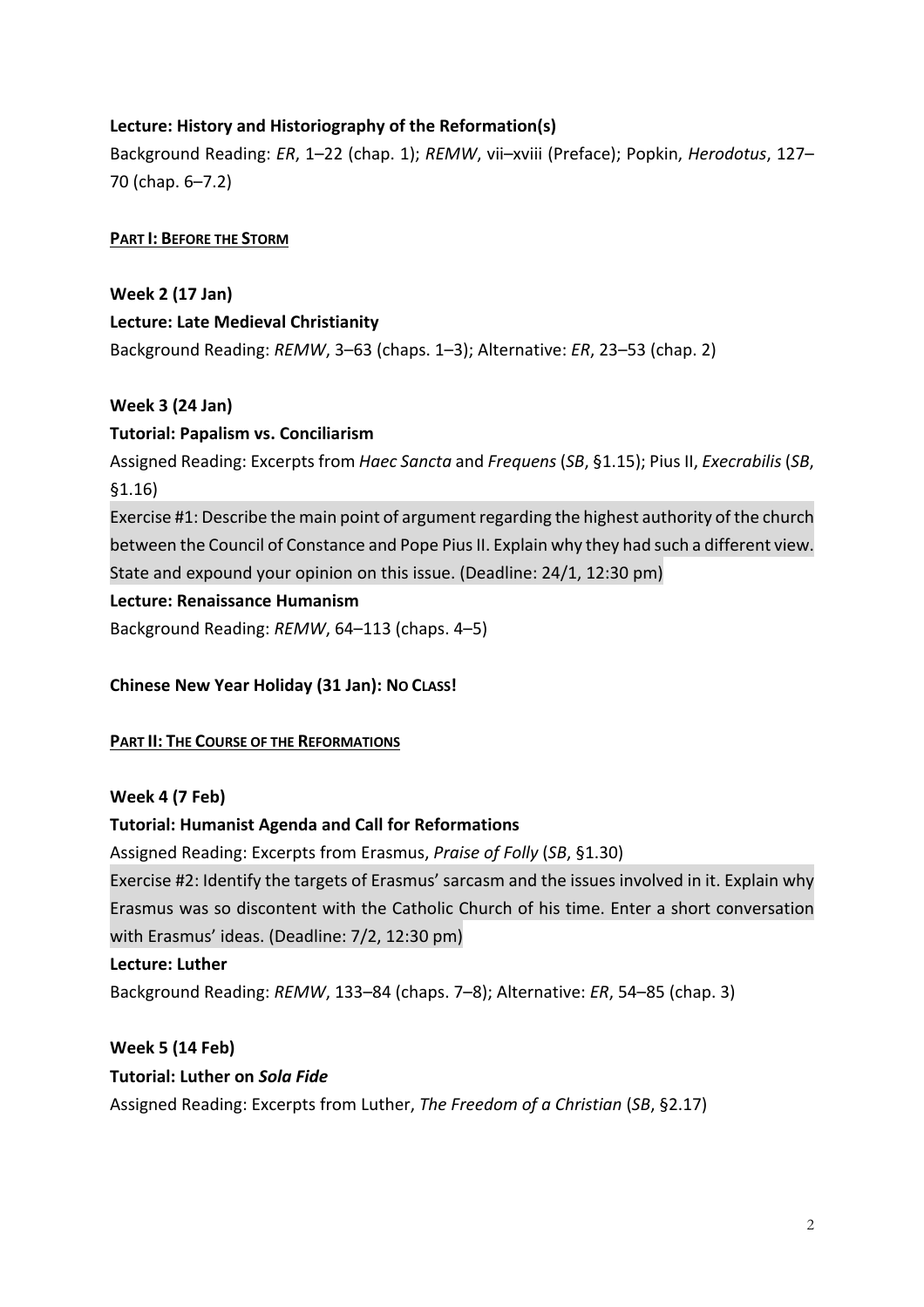**Lecture: History and Historiography of the Reformation(s)**

Background Reading: *ER*, 1–22 (chap. 1); *REMW*, vii–xviii (Preface); Popkin, *Herodotus*, 127–70 (chap. 6–7.2)

**PART I: BEFORE THE STORM**

**Week 2 (17 Jan)**

**Lecture: Late Medieval Christianity**

Background Reading: *REMW*, 3–63 (chaps. 1–3); Alternative: *ER*, 23–53 (chap. 2)

**Week 3 (24 Jan)**

**Tutorial: Papalism vs. Conciliarism**

Assigned Reading: Excerpts from *Haec Sancta* and *Frequens* (*SB*, §1.15); Pius II, *Execrabilis* (*SB*, §1.16)

Exercise #1: Describe the main point of argument regarding the highest authority of the church between the Council of Constance and Pope Pius II. Explain why they had such a different view. State and expound your opinion on this issue. (Deadline: 24/1, 12:30 pm)

**Lecture: Renaissance Humanism**

Background Reading: *REMW*, 64–113 (chaps. 4–5)

**Chinese New Year Holiday (31 Jan): NO CLASS!**

**PART II: THE COURSE OF THE REFORMATIONS**

**Week 4 (7 Feb)**

**Tutorial: Humanist Agenda and Call for Reformations**

Assigned Reading: Excerpts from Erasmus, *Praise of Folly* (*SB*, §1.30)

Exercise #2: Identify the targets of Erasmus' sarcasm and the issues involved in it. Explain why Erasmus was so discontent with the Catholic Church of his time. Enter a short conversation with Erasmus' ideas. (Deadline: 7/2, 12:30 pm)

**Lecture: Luther**

Background Reading: *REMW*, 133–84 (chaps. 7–8); Alternative: *ER*, 54–85 (chap. 3)

**Week 5 (14 Feb)**

**Tutorial: Luther on *Sola Fide***

Assigned Reading: Excerpts from Luther, *The Freedom of a Christian* (*SB*, §2.17)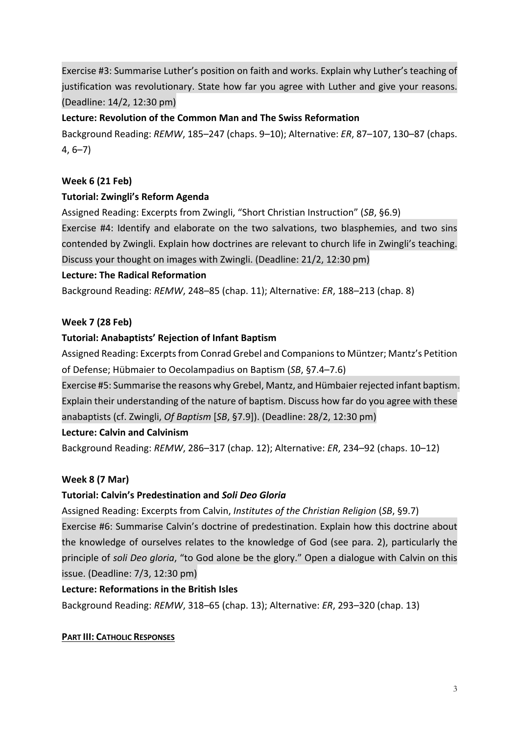Exercise #3: Summarise Luther's position on faith and works. Explain why Luther's teaching of justification was revolutionary. State how far you agree with Luther and give your reasons. (Deadline: 14/2, 12:30 pm)

**Lecture: Revolution of the Common Man and The Swiss Reformation**

Background Reading: *REMW*, 185–247 (chaps. 9–10); Alternative: *ER*, 87–107, 130–87 (chaps. 4, 6–7)

**Week 6 (21 Feb)**

**Tutorial: Zwingli's Reform Agenda**

Assigned Reading: Excerpts from Zwingli, "Short Christian Instruction" (*SB*, §6.9)

Exercise #4: Identify and elaborate on the two salvations, two blasphemies, and two sins contended by Zwingli. Explain how doctrines are relevant to church life in Zwingli's teaching. Discuss your thought on images with Zwingli. (Deadline: 21/2, 12:30 pm)

**Lecture: The Radical Reformation**

Background Reading: *REMW*, 248–85 (chap. 11); Alternative: *ER*, 188–213 (chap. 8)

**Week 7 (28 Feb)**

**Tutorial: Anabaptists' Rejection of Infant Baptism**

Assigned Reading: Excerpts from Conrad Grebel and Companions to Müntzer; Mantz's Petition of Defense; Hübmaier to Oecolampadius on Baptism (*SB*, §7.4–7.6)

Exercise #5: Summarise the reasons why Grebel, Mantz, and Hümbaier rejected infant baptism. Explain their understanding of the nature of baptism. Discuss how far do you agree with these anabaptists (cf. Zwingli, *Of Baptism* [*SB*, §7.9]). (Deadline: 28/2, 12:30 pm)

**Lecture: Calvin and Calvinism**

Background Reading: *REMW*, 286–317 (chap. 12); Alternative: *ER*, 234–92 (chaps. 10–12)

**Week 8 (7 Mar)**

**Tutorial: Calvin's Predestination and *Soli Deo Gloria***

Assigned Reading: Excerpts from Calvin, *Institutes of the Christian Religion* (*SB*, §9.7)

Exercise #6: Summarise Calvin's doctrine of predestination. Explain how this doctrine about the knowledge of ourselves relates to the knowledge of God (see para. 2), particularly the principle of *soli Deo gloria*, "to God alone be the glory." Open a dialogue with Calvin on this issue. (Deadline: 7/3, 12:30 pm)

**Lecture: Reformations in the British Isles**

Background Reading: *REMW*, 318–65 (chap. 13); Alternative: *ER*, 293–320 (chap. 13)

## PART III: CATHOLIC RESPONSES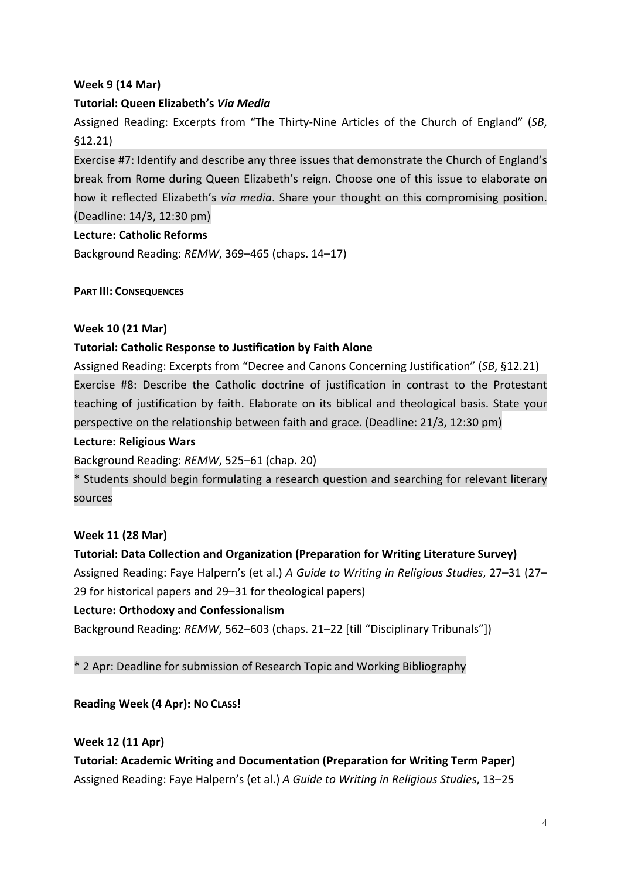**Week 9 (14 Mar)**

**Tutorial: Queen Elizabeth's *Via Media***

Assigned Reading: Excerpts from "The Thirty-Nine Articles of the Church of England" (*SB*, §12.21)

Exercise #7: Identify and describe any three issues that demonstrate the Church of England's break from Rome during Queen Elizabeth's reign. Choose one of this issue to elaborate on how it reflected Elizabeth's *via media*. Share your thought on this compromising position. (Deadline: 14/3, 12:30 pm)

**Lecture: Catholic Reforms**

Background Reading: *REMW*, 369–465 (chaps. 14–17)

**PART III: CONSEQUENCES**

**Week 10 (21 Mar)**

**Tutorial: Catholic Response to Justification by Faith Alone**

Assigned Reading: Excerpts from "Decree and Canons Concerning Justification" (*SB*, §12.21)

Exercise #8: Describe the Catholic doctrine of justification in contrast to the Protestant teaching of justification by faith. Elaborate on its biblical and theological basis. State your perspective on the relationship between faith and grace. (Deadline: 21/3, 12:30 pm)

**Lecture: Religious Wars**

Background Reading: *REMW*, 525–61 (chap. 20)

* Students should begin formulating a research question and searching for relevant literary sources

**Week 11 (28 Mar)**

**Tutorial: Data Collection and Organization (Preparation for Writing Literature Survey)**

Assigned Reading: Faye Halpern's (et al.) *A Guide to Writing in Religious Studies*, 27–31 (27–29 for historical papers and 29–31 for theological papers)

**Lecture: Orthodoxy and Confessionalism**

Background Reading: *REMW*, 562–603 (chaps. 21–22 [till "Disciplinary Tribunals"])

* 2 Apr: Deadline for submission of Research Topic and Working Bibliography

**Reading Week (4 Apr): NO CLASS!**

**Week 12 (11 Apr)**

**Tutorial: Academic Writing and Documentation (Preparation for Writing Term Paper)**

Assigned Reading: Faye Halpern's (et al.) *A Guide to Writing in Religious Studies*, 13–25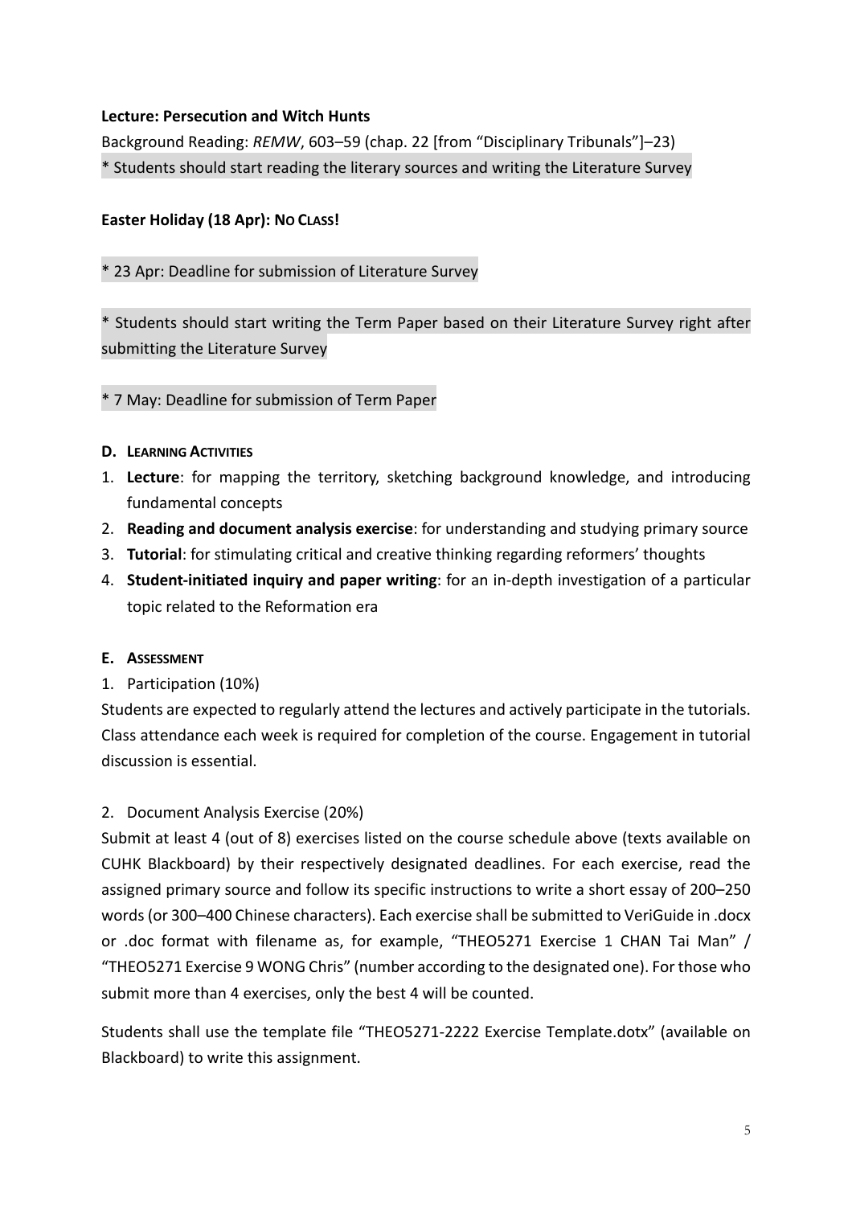**Lecture: Persecution and Witch Hunts**

Background Reading: *REMW*, 603–59 (chap. 22 [from "Disciplinary Tribunals"]–23)

* Students should start reading the literary sources and writing the Literature Survey

**Easter Holiday (18 Apr): NO CLASS!**

* 23 Apr: Deadline for submission of Literature Survey

* Students should start writing the Term Paper based on their Literature Survey right after submitting the Literature Survey

* 7 May: Deadline for submission of Term Paper

### D. LEARNING ACTIVITIES

1. **Lecture**: for mapping the territory, sketching background knowledge, and introducing fundamental concepts
2. **Reading and document analysis exercise**: for understanding and studying primary source
3. **Tutorial**: for stimulating critical and creative thinking regarding reformers' thoughts
4. **Student-initiated inquiry and paper writing**: for an in-depth investigation of a particular topic related to the Reformation era

### E. ASSESSMENT

1. Participation (10%)

Students are expected to regularly attend the lectures and actively participate in the tutorials. Class attendance each week is required for completion of the course. Engagement in tutorial discussion is essential.

2. Document Analysis Exercise (20%)

Submit at least 4 (out of 8) exercises listed on the course schedule above (texts available on CUHK Blackboard) by their respectively designated deadlines. For each exercise, read the assigned primary source and follow its specific instructions to write a short essay of 200–250 words (or 300–400 Chinese characters). Each exercise shall be submitted to VeriGuide in .docx or .doc format with filename as, for example, "THEO5271 Exercise 1 CHAN Tai Man" / "THEO5271 Exercise 9 WONG Chris" (number according to the designated one). For those who submit more than 4 exercises, only the best 4 will be counted.

Students shall use the template file "THEO5271-2222 Exercise Template.dotx" (available on Blackboard) to write this assignment.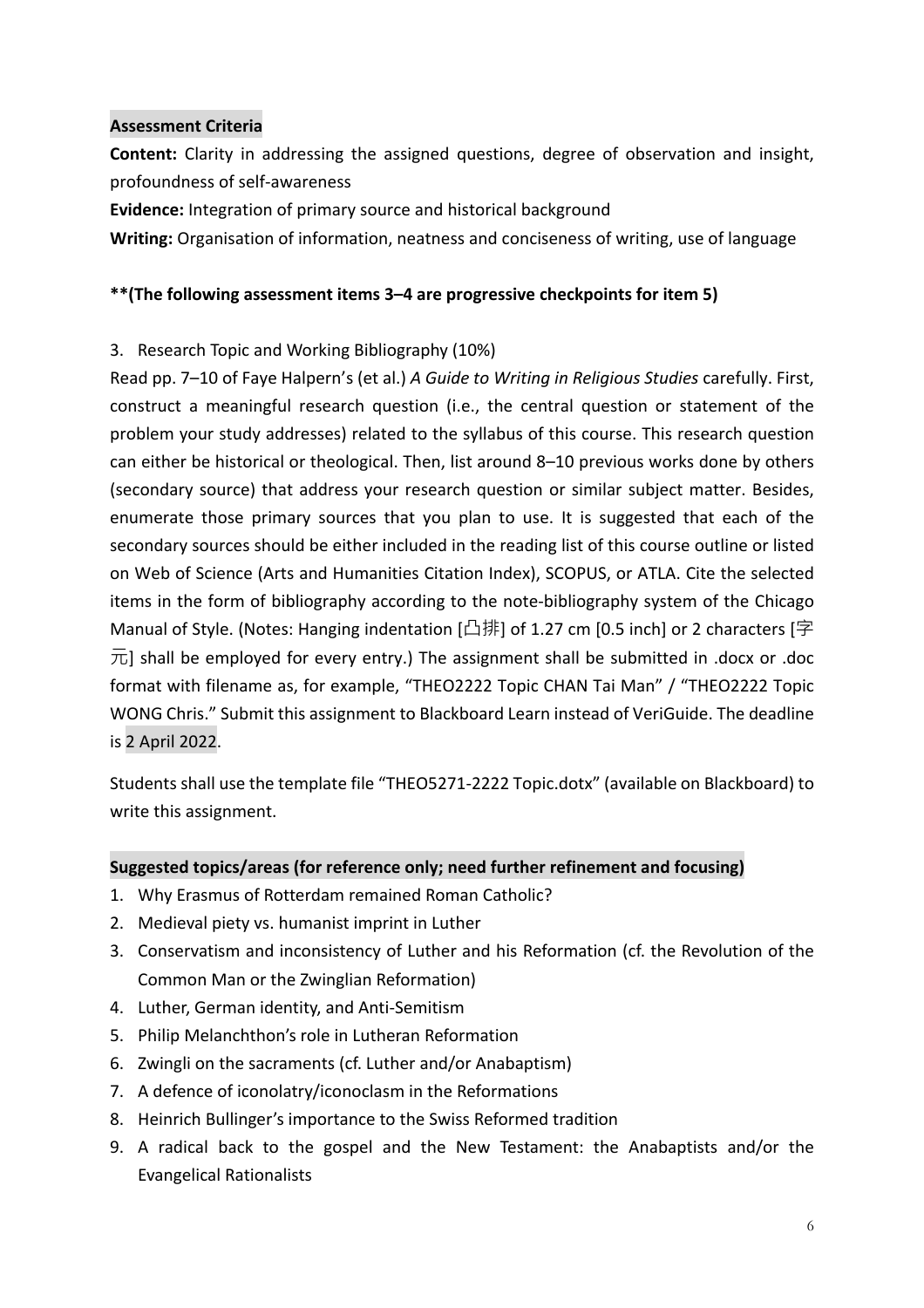**Assessment Criteria**

**Content:** Clarity in addressing the assigned questions, degree of observation and insight, profoundness of self-awareness

**Evidence:** Integration of primary source and historical background

**Writing:** Organisation of information, neatness and conciseness of writing, use of language

****(The following assessment items 3–4 are progressive checkpoints for item 5)**

3. Research Topic and Working Bibliography (10%)

Read pp. 7–10 of Faye Halpern's (et al.) *A Guide to Writing in Religious Studies* carefully. First, construct a meaningful research question (i.e., the central question or statement of the problem your study addresses) related to the syllabus of this course. This research question can either be historical or theological. Then, list around 8–10 previous works done by others (secondary source) that address your research question or similar subject matter. Besides, enumerate those primary sources that you plan to use. It is suggested that each of the secondary sources should be either included in the reading list of this course outline or listed on Web of Science (Arts and Humanities Citation Index), SCOPUS, or ATLA. Cite the selected items in the form of bibliography according to the note-bibliography system of the Chicago Manual of Style. (Notes: Hanging indentation [凸排] of 1.27 cm [0.5 inch] or 2 characters [字元] shall be employed for every entry.) The assignment shall be submitted in .docx or .doc format with filename as, for example, "THEO2222 Topic CHAN Tai Man" / "THEO2222 Topic WONG Chris." Submit this assignment to Blackboard Learn instead of VeriGuide. The deadline is 2 April 2022.

Students shall use the template file "THEO5271-2222 Topic.dotx" (available on Blackboard) to write this assignment.

**Suggested topics/areas (for reference only; need further refinement and focusing)**

1. Why Erasmus of Rotterdam remained Roman Catholic?
2. Medieval piety vs. humanist imprint in Luther
3. Conservatism and inconsistency of Luther and his Reformation (cf. the Revolution of the Common Man or the Zwinglian Reformation)
4. Luther, German identity, and Anti-Semitism
5. Philip Melanchthon's role in Lutheran Reformation
6. Zwingli on the sacraments (cf. Luther and/or Anabaptism)
7. A defence of iconolatry/iconoclasm in the Reformations
8. Heinrich Bullinger's importance to the Swiss Reformed tradition
9. A radical back to the gospel and the New Testament: the Anabaptists and/or the Evangelical Rationalists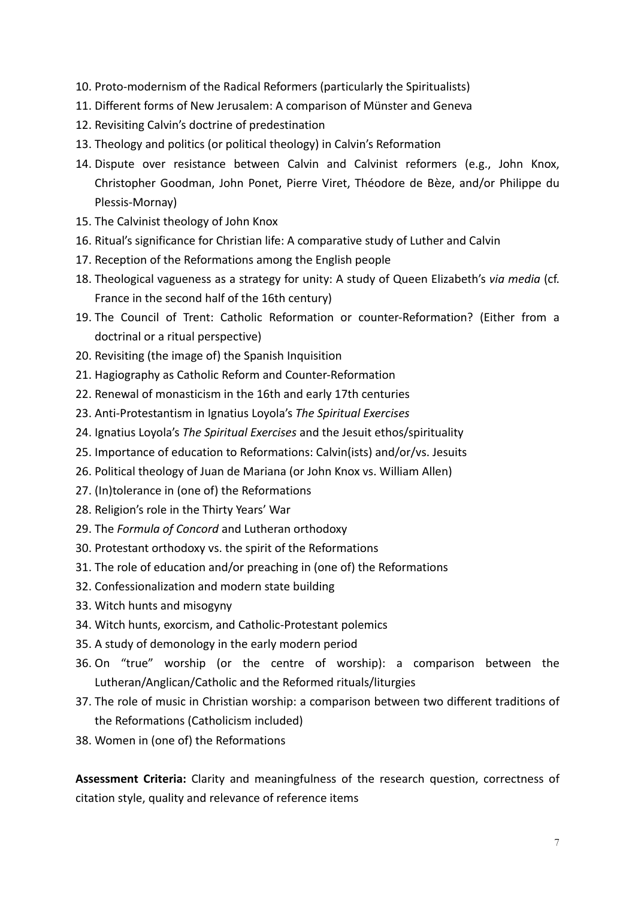10. Proto-modernism of the Radical Reformers (particularly the Spiritualists)
11. Different forms of New Jerusalem: A comparison of Münster and Geneva
12. Revisiting Calvin's doctrine of predestination
13. Theology and politics (or political theology) in Calvin's Reformation
14. Dispute over resistance between Calvin and Calvinist reformers (e.g., John Knox, Christopher Goodman, John Ponet, Pierre Viret, Théodore de Bèze, and/or Philippe du Plessis-Mornay)
15. The Calvinist theology of John Knox
16. Ritual's significance for Christian life: A comparative study of Luther and Calvin
17. Reception of the Reformations among the English people
18. Theological vagueness as a strategy for unity: A study of Queen Elizabeth's *via media* (cf. France in the second half of the 16th century)
19. The Council of Trent: Catholic Reformation or counter-Reformation? (Either from a doctrinal or a ritual perspective)
20. Revisiting (the image of) the Spanish Inquisition
21. Hagiography as Catholic Reform and Counter-Reformation
22. Renewal of monasticism in the 16th and early 17th centuries
23. Anti-Protestantism in Ignatius Loyola's *The Spiritual Exercises*
24. Ignatius Loyola's *The Spiritual Exercises* and the Jesuit ethos/spirituality
25. Importance of education to Reformations: Calvin(ists) and/or/vs. Jesuits
26. Political theology of Juan de Mariana (or John Knox vs. William Allen)
27. (In)tolerance in (one of) the Reformations
28. Religion's role in the Thirty Years' War
29. The *Formula of Concord* and Lutheran orthodoxy
30. Protestant orthodoxy vs. the spirit of the Reformations
31. The role of education and/or preaching in (one of) the Reformations
32. Confessionalization and modern state building
33. Witch hunts and misogyny
34. Witch hunts, exorcism, and Catholic-Protestant polemics
35. A study of demonology in the early modern period
36. On "true" worship (or the centre of worship): a comparison between the Lutheran/Anglican/Catholic and the Reformed rituals/liturgies
37. The role of music in Christian worship: a comparison between two different traditions of the Reformations (Catholicism included)
38. Women in (one of) the Reformations

**Assessment Criteria:** Clarity and meaningfulness of the research question, correctness of citation style, quality and relevance of reference items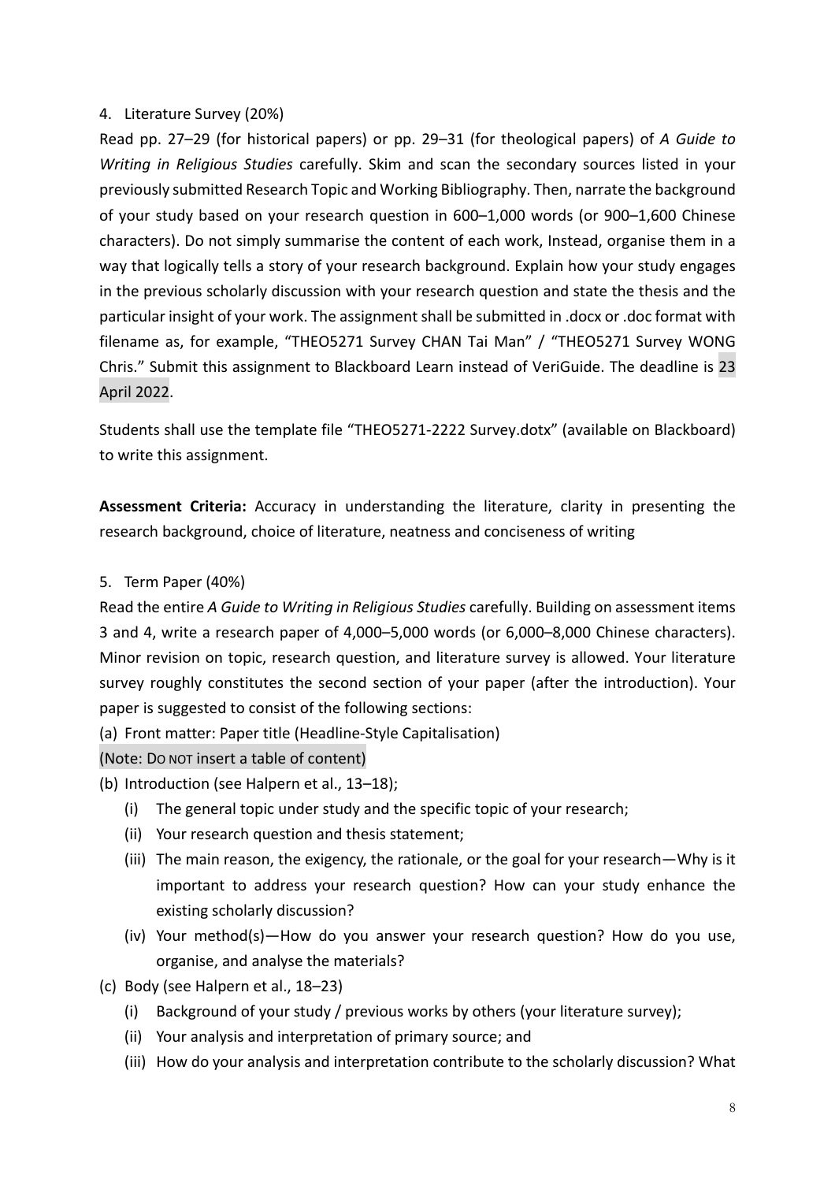4. Literature Survey (20%)

Read pp. 27–29 (for historical papers) or pp. 29–31 (for theological papers) of *A Guide to Writing in Religious Studies* carefully. Skim and scan the secondary sources listed in your previously submitted Research Topic and Working Bibliography. Then, narrate the background of your study based on your research question in 600–1,000 words (or 900–1,600 Chinese characters). Do not simply summarise the content of each work, Instead, organise them in a way that logically tells a story of your research background. Explain how your study engages in the previous scholarly discussion with your research question and state the thesis and the particular insight of your work. The assignment shall be submitted in .docx or .doc format with filename as, for example, "THEO5271 Survey CHAN Tai Man" / "THEO5271 Survey WONG Chris." Submit this assignment to Blackboard Learn instead of VeriGuide. The deadline is 23 April 2022.

Students shall use the template file "THEO5271-2222 Survey.dotx" (available on Blackboard) to write this assignment.

**Assessment Criteria:** Accuracy in understanding the literature, clarity in presenting the research background, choice of literature, neatness and conciseness of writing

5. Term Paper (40%)

Read the entire *A Guide to Writing in Religious Studies* carefully. Building on assessment items 3 and 4, write a research paper of 4,000–5,000 words (or 6,000–8,000 Chinese characters). Minor revision on topic, research question, and literature survey is allowed. Your literature survey roughly constitutes the second section of your paper (after the introduction). Your paper is suggested to consist of the following sections:

(a) Front matter: Paper title (Headline-Style Capitalisation)

(Note: Do not insert a table of content)

(b) Introduction (see Halpern et al., 13–18);
   (i) The general topic under study and the specific topic of your research;
   (ii) Your research question and thesis statement;
   (iii) The main reason, the exigency, the rationale, or the goal for your research—Why is it important to address your research question? How can your study enhance the existing scholarly discussion?
   (iv) Your method(s)—How do you answer your research question? How do you use, organise, and analyse the materials?

(c) Body (see Halpern et al., 18–23)
   (i) Background of your study / previous works by others (your literature survey);
   (ii) Your analysis and interpretation of primary source; and
   (iii) How do your analysis and interpretation contribute to the scholarly discussion? What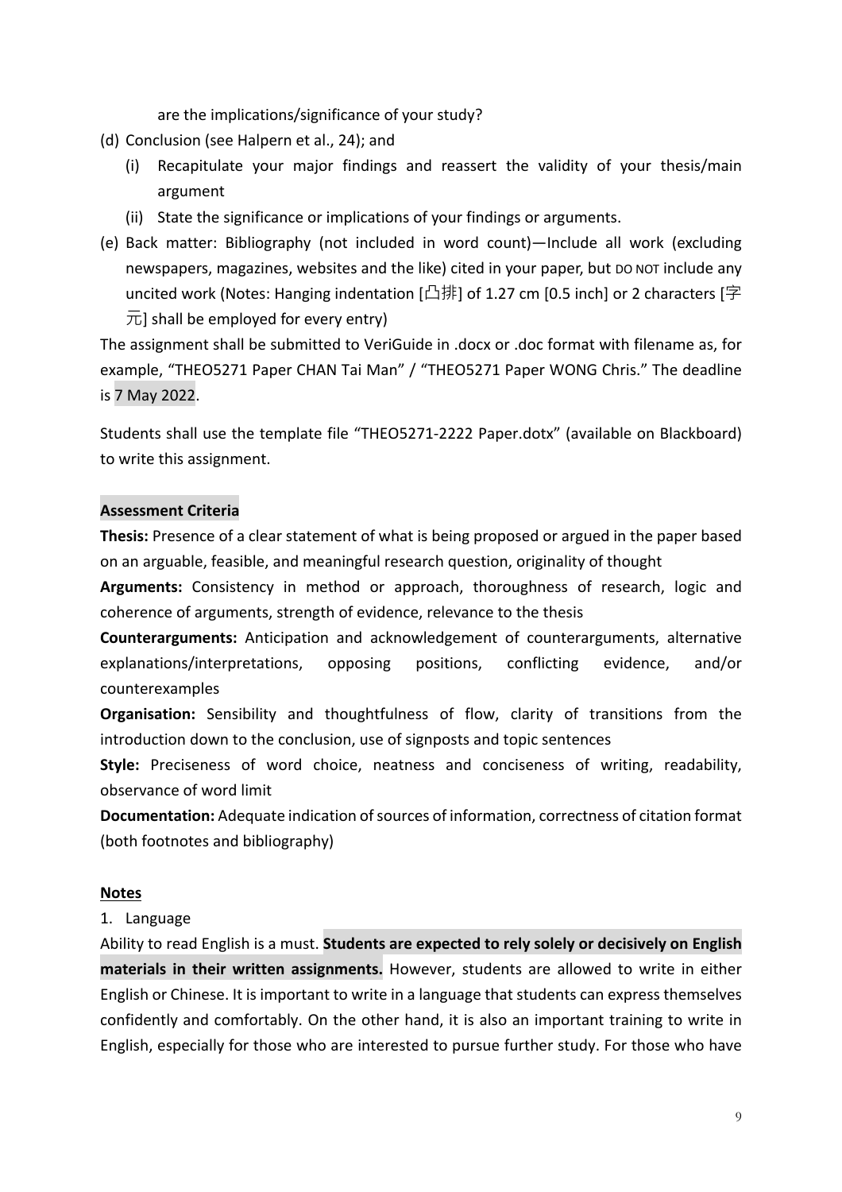are the implications/significance of your study?

(d) Conclusion (see Halpern et al., 24); and

   (i) Recapitulate your major findings and reassert the validity of your thesis/main argument

   (ii) State the significance or implications of your findings or arguments.

(e) Back matter: Bibliography (not included in word count)—Include all work (excluding newspapers, magazines, websites and the like) cited in your paper, but DO NOT include any uncited work (Notes: Hanging indentation [凸排] of 1.27 cm [0.5 inch] or 2 characters [字元] shall be employed for every entry)

The assignment shall be submitted to VeriGuide in .docx or .doc format with filename as, for example, "THEO5271 Paper CHAN Tai Man" / "THEO5271 Paper WONG Chris." The deadline is 7 May 2022.

Students shall use the template file "THEO5271-2222 Paper.dotx" (available on Blackboard) to write this assignment.

**Assessment Criteria**

**Thesis:** Presence of a clear statement of what is being proposed or argued in the paper based on an arguable, feasible, and meaningful research question, originality of thought

**Arguments:** Consistency in method or approach, thoroughness of research, logic and coherence of arguments, strength of evidence, relevance to the thesis

**Counterarguments:** Anticipation and acknowledgement of counterarguments, alternative explanations/interpretations, opposing positions, conflicting evidence, and/or counterexamples

**Organisation:** Sensibility and thoughtfulness of flow, clarity of transitions from the introduction down to the conclusion, use of signposts and topic sentences

**Style:** Preciseness of word choice, neatness and conciseness of writing, readability, observance of word limit

**Documentation:** Adequate indication of sources of information, correctness of citation format (both footnotes and bibliography)

**Notes**

1. Language

Ability to read English is a must. **Students are expected to rely solely or decisively on English materials in their written assignments.** However, students are allowed to write in either English or Chinese. It is important to write in a language that students can express themselves confidently and comfortably. On the other hand, it is also an important training to write in English, especially for those who are interested to pursue further study. For those who have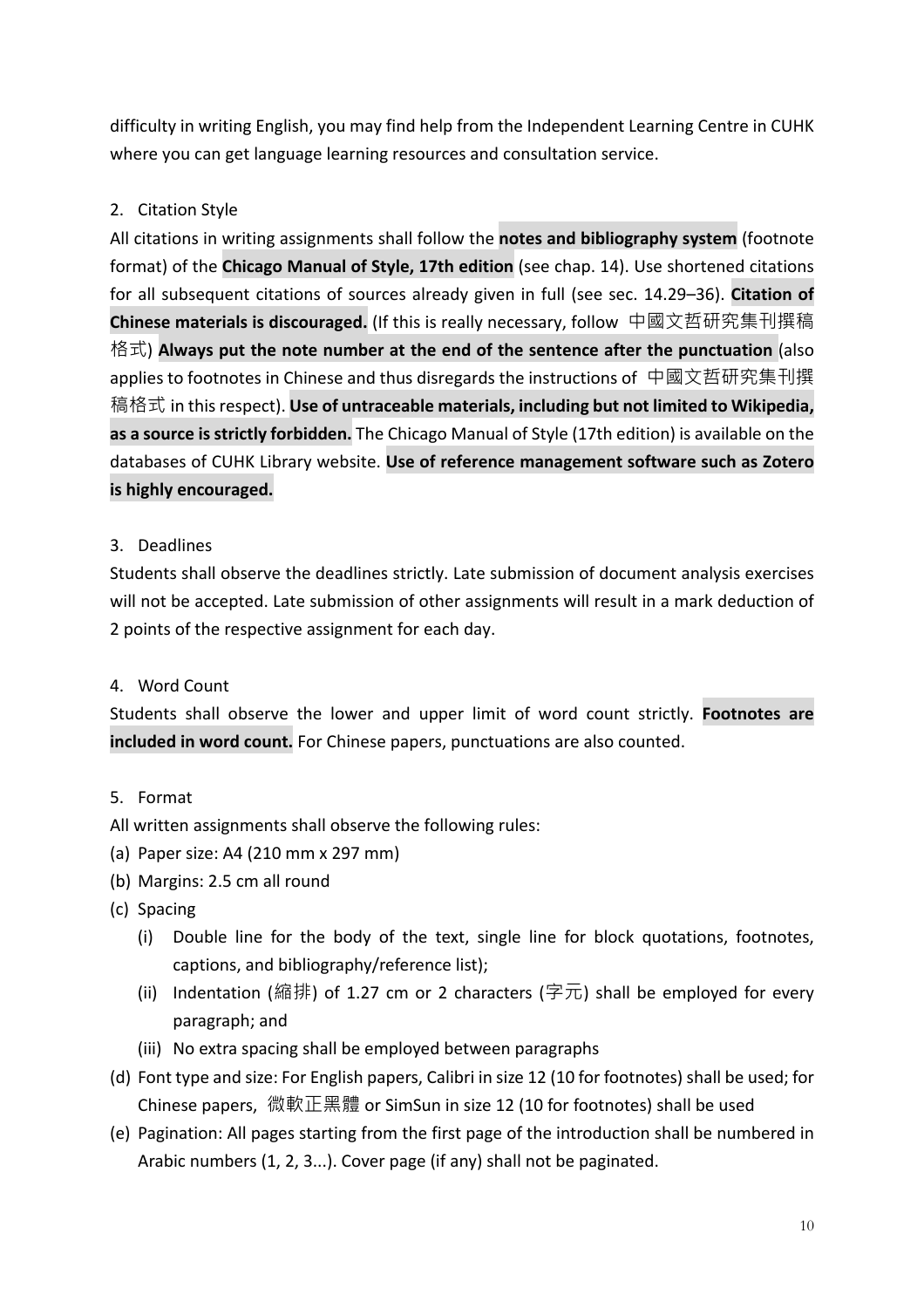difficulty in writing English, you may find help from the Independent Learning Centre in CUHK where you can get language learning resources and consultation service.

2. Citation Style

All citations in writing assignments shall follow the **notes and bibliography system** (footnote format) of the **Chicago Manual of Style, 17th edition** (see chap. 14). Use shortened citations for all subsequent citations of sources already given in full (see sec. 14.29–36). **Citation of Chinese materials is discouraged.** (If this is really necessary, follow 中國文哲研究集刊撰稿格式) **Always put the note number at the end of the sentence after the punctuation** (also applies to footnotes in Chinese and thus disregards the instructions of 中國文哲研究集刊撰稿格式 in this respect). **Use of untraceable materials, including but not limited to Wikipedia, as a source is strictly forbidden.** The Chicago Manual of Style (17th edition) is available on the databases of CUHK Library website. **Use of reference management software such as Zotero is highly encouraged.**

3. Deadlines

Students shall observe the deadlines strictly. Late submission of document analysis exercises will not be accepted. Late submission of other assignments will result in a mark deduction of 2 points of the respective assignment for each day.

4. Word Count

Students shall observe the lower and upper limit of word count strictly. **Footnotes are included in word count.** For Chinese papers, punctuations are also counted.

5. Format

All written assignments shall observe the following rules:

(a) Paper size: A4 (210 mm x 297 mm)

(b) Margins: 2.5 cm all round

(c) Spacing

 (i) Double line for the body of the text, single line for block quotations, footnotes, captions, and bibliography/reference list);

 (ii) Indentation (縮排) of 1.27 cm or 2 characters (字元) shall be employed for every paragraph; and

 (iii) No extra spacing shall be employed between paragraphs

(d) Font type and size: For English papers, Calibri in size 12 (10 for footnotes) shall be used; for Chinese papers, 微軟正黑體 or SimSun in size 12 (10 for footnotes) shall be used

(e) Pagination: All pages starting from the first page of the introduction shall be numbered in Arabic numbers (1, 2, 3...). Cover page (if any) shall not be paginated.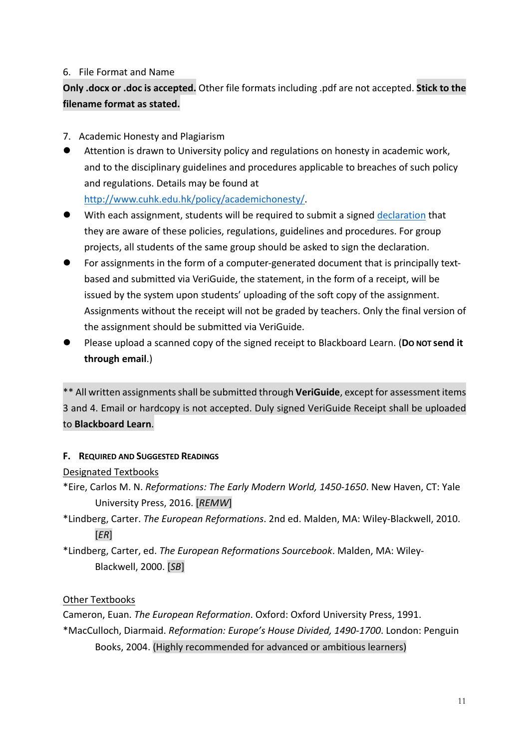6. File Format and Name

**Only .docx or .doc is accepted.** Other file formats including .pdf are not accepted. **Stick to the filename format as stated.**

7. Academic Honesty and Plagiarism

- Attention is drawn to University policy and regulations on honesty in academic work, and to the disciplinary guidelines and procedures applicable to breaches of such policy and regulations. Details may be found at [http://www.cuhk.edu.hk/policy/academichonesty/](http://www.cuhk.edu.hk/policy/academichonesty/).
- With each assignment, students will be required to submit a signed declaration that they are aware of these policies, regulations, guidelines and procedures. For group projects, all students of the same group should be asked to sign the declaration.
- For assignments in the form of a computer-generated document that is principally text-based and submitted via VeriGuide, the statement, in the form of a receipt, will be issued by the system upon students' uploading of the soft copy of the assignment. Assignments without the receipt will not be graded by teachers. Only the final version of the assignment should be submitted via VeriGuide.
- Please upload a scanned copy of the signed receipt to Blackboard Learn. (**DO NOT send it through email**.)

** All written assignments shall be submitted through **VeriGuide**, except for assessment items 3 and 4. Email or hardcopy is not accepted. Duly signed VeriGuide Receipt shall be uploaded to **Blackboard Learn**.

### F. REQUIRED AND SUGGESTED READINGS

Designated Textbooks

*Eire, Carlos M. N. *Reformations: The Early Modern World, 1450-1650*. New Haven, CT: Yale University Press, 2016. [*REMW*]

*Lindberg, Carter. *The European Reformations*. 2nd ed. Malden, MA: Wiley-Blackwell, 2010. [*ER*]

*Lindberg, Carter, ed. *The European Reformations Sourcebook*. Malden, MA: Wiley-Blackwell, 2000. [*SB*]

Other Textbooks

Cameron, Euan. *The European Reformation*. Oxford: Oxford University Press, 1991.

*MacCulloch, Diarmaid. *Reformation: Europe's House Divided, 1490-1700*. London: Penguin Books, 2004. (Highly recommended for advanced or ambitious learners)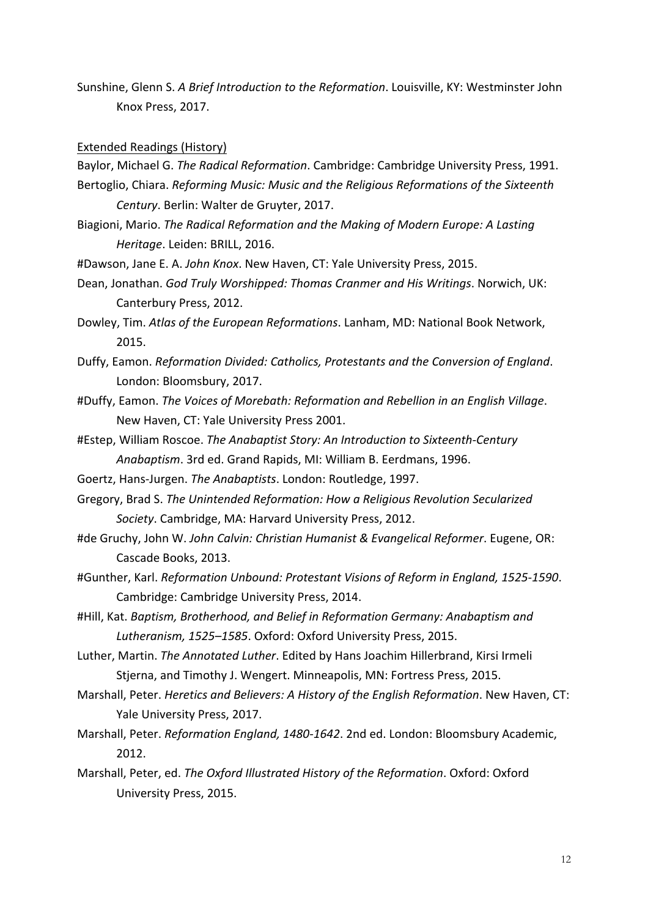Sunshine, Glenn S. *A Brief Introduction to the Reformation*. Louisville, KY: Westminster John Knox Press, 2017.

<u>Extended Readings (History)</u>

Baylor, Michael G. *The Radical Reformation*. Cambridge: Cambridge University Press, 1991.

Bertoglio, Chiara. *Reforming Music: Music and the Religious Reformations of the Sixteenth Century*. Berlin: Walter de Gruyter, 2017.

Biagioni, Mario. *The Radical Reformation and the Making of Modern Europe: A Lasting Heritage*. Leiden: BRILL, 2016.

#Dawson, Jane E. A. *John Knox*. New Haven, CT: Yale University Press, 2015.

Dean, Jonathan. *God Truly Worshipped: Thomas Cranmer and His Writings*. Norwich, UK: Canterbury Press, 2012.

Dowley, Tim. *Atlas of the European Reformations*. Lanham, MD: National Book Network, 2015.

Duffy, Eamon. *Reformation Divided: Catholics, Protestants and the Conversion of England*. London: Bloomsbury, 2017.

#Duffy, Eamon. *The Voices of Morebath: Reformation and Rebellion in an English Village*. New Haven, CT: Yale University Press 2001.

#Estep, William Roscoe. *The Anabaptist Story: An Introduction to Sixteenth-Century Anabaptism*. 3rd ed. Grand Rapids, MI: William B. Eerdmans, 1996.

Goertz, Hans-Jurgen. *The Anabaptists*. London: Routledge, 1997.

Gregory, Brad S. *The Unintended Reformation: How a Religious Revolution Secularized Society*. Cambridge, MA: Harvard University Press, 2012.

#de Gruchy, John W. *John Calvin: Christian Humanist & Evangelical Reformer*. Eugene, OR: Cascade Books, 2013.

#Gunther, Karl. *Reformation Unbound: Protestant Visions of Reform in England, 1525-1590*. Cambridge: Cambridge University Press, 2014.

#Hill, Kat. *Baptism, Brotherhood, and Belief in Reformation Germany: Anabaptism and Lutheranism, 1525–1585*. Oxford: Oxford University Press, 2015.

Luther, Martin. *The Annotated Luther*. Edited by Hans Joachim Hillerbrand, Kirsi Irmeli Stjerna, and Timothy J. Wengert. Minneapolis, MN: Fortress Press, 2015.

Marshall, Peter. *Heretics and Believers: A History of the English Reformation*. New Haven, CT: Yale University Press, 2017.

Marshall, Peter. *Reformation England, 1480-1642*. 2nd ed. London: Bloomsbury Academic, 2012.

Marshall, Peter, ed. *The Oxford Illustrated History of the Reformation*. Oxford: Oxford University Press, 2015.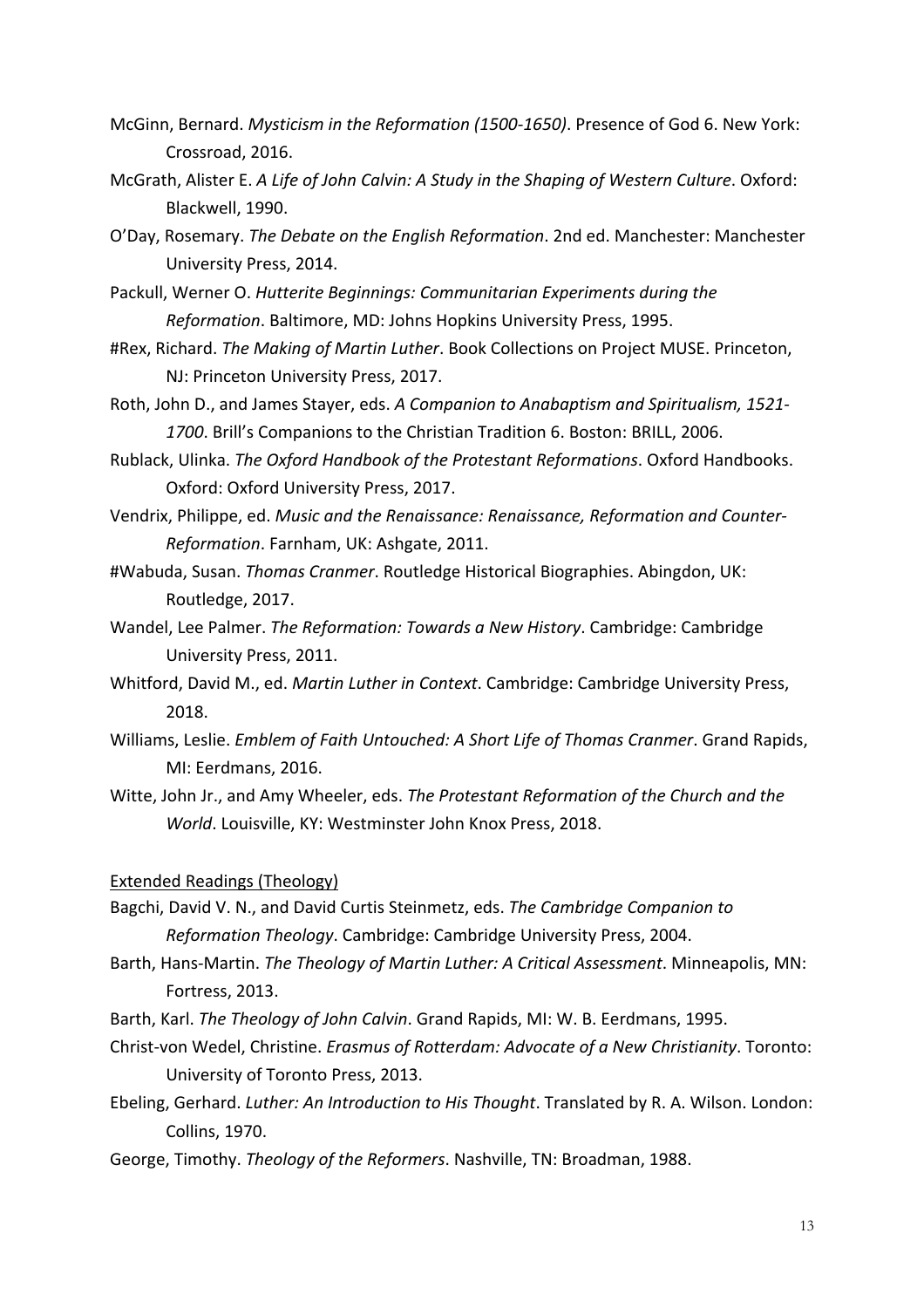McGinn, Bernard. *Mysticism in the Reformation (1500-1650)*. Presence of God 6. New York: Crossroad, 2016.

McGrath, Alister E. *A Life of John Calvin: A Study in the Shaping of Western Culture*. Oxford: Blackwell, 1990.

O'Day, Rosemary. *The Debate on the English Reformation*. 2nd ed. Manchester: Manchester University Press, 2014.

Packull, Werner O. *Hutterite Beginnings: Communitarian Experiments during the Reformation*. Baltimore, MD: Johns Hopkins University Press, 1995.

#Rex, Richard. *The Making of Martin Luther*. Book Collections on Project MUSE. Princeton, NJ: Princeton University Press, 2017.

Roth, John D., and James Stayer, eds. *A Companion to Anabaptism and Spiritualism, 1521-1700*. Brill's Companions to the Christian Tradition 6. Boston: BRILL, 2006.

Rublack, Ulinka. *The Oxford Handbook of the Protestant Reformations*. Oxford Handbooks. Oxford: Oxford University Press, 2017.

Vendrix, Philippe, ed. *Music and the Renaissance: Renaissance, Reformation and Counter-Reformation*. Farnham, UK: Ashgate, 2011.

#Wabuda, Susan. *Thomas Cranmer*. Routledge Historical Biographies. Abingdon, UK: Routledge, 2017.

Wandel, Lee Palmer. *The Reformation: Towards a New History*. Cambridge: Cambridge University Press, 2011.

Whitford, David M., ed. *Martin Luther in Context*. Cambridge: Cambridge University Press, 2018.

Williams, Leslie. *Emblem of Faith Untouched: A Short Life of Thomas Cranmer*. Grand Rapids, MI: Eerdmans, 2016.

Witte, John Jr., and Amy Wheeler, eds. *The Protestant Reformation of the Church and the World*. Louisville, KY: Westminster John Knox Press, 2018.

Extended Readings (Theology)

Bagchi, David V. N., and David Curtis Steinmetz, eds. *The Cambridge Companion to Reformation Theology*. Cambridge: Cambridge University Press, 2004.

Barth, Hans-Martin. *The Theology of Martin Luther: A Critical Assessment*. Minneapolis, MN: Fortress, 2013.

Barth, Karl. *The Theology of John Calvin*. Grand Rapids, MI: W. B. Eerdmans, 1995.

Christ-von Wedel, Christine. *Erasmus of Rotterdam: Advocate of a New Christianity*. Toronto: University of Toronto Press, 2013.

Ebeling, Gerhard. *Luther: An Introduction to His Thought*. Translated by R. A. Wilson. London: Collins, 1970.

George, Timothy. *Theology of the Reformers*. Nashville, TN: Broadman, 1988.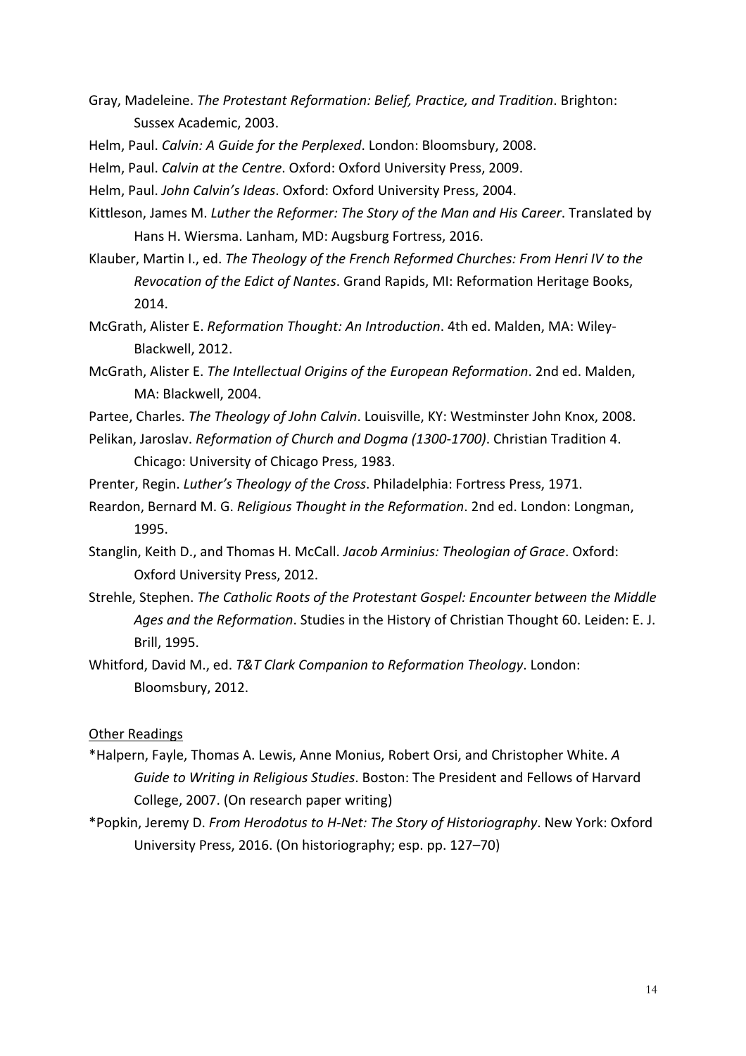Gray, Madeleine. *The Protestant Reformation: Belief, Practice, and Tradition*. Brighton: Sussex Academic, 2003.

Helm, Paul. *Calvin: A Guide for the Perplexed*. London: Bloomsbury, 2008.

Helm, Paul. *Calvin at the Centre*. Oxford: Oxford University Press, 2009.

Helm, Paul. *John Calvin's Ideas*. Oxford: Oxford University Press, 2004.

Kittleson, James M. *Luther the Reformer: The Story of the Man and His Career*. Translated by Hans H. Wiersma. Lanham, MD: Augsburg Fortress, 2016.

Klauber, Martin I., ed. *The Theology of the French Reformed Churches: From Henri IV to the Revocation of the Edict of Nantes*. Grand Rapids, MI: Reformation Heritage Books, 2014.

McGrath, Alister E. *Reformation Thought: An Introduction*. 4th ed. Malden, MA: Wiley-Blackwell, 2012.

McGrath, Alister E. *The Intellectual Origins of the European Reformation*. 2nd ed. Malden, MA: Blackwell, 2004.

Partee, Charles. *The Theology of John Calvin*. Louisville, KY: Westminster John Knox, 2008.

Pelikan, Jaroslav. *Reformation of Church and Dogma (1300-1700)*. Christian Tradition 4. Chicago: University of Chicago Press, 1983.

Prenter, Regin. *Luther's Theology of the Cross*. Philadelphia: Fortress Press, 1971.

Reardon, Bernard M. G. *Religious Thought in the Reformation*. 2nd ed. London: Longman, 1995.

Stanglin, Keith D., and Thomas H. McCall. *Jacob Arminius: Theologian of Grace*. Oxford: Oxford University Press, 2012.

Strehle, Stephen. *The Catholic Roots of the Protestant Gospel: Encounter between the Middle Ages and the Reformation*. Studies in the History of Christian Thought 60. Leiden: E. J. Brill, 1995.

Whitford, David M., ed. *T&T Clark Companion to Reformation Theology*. London: Bloomsbury, 2012.

<u>Other Readings</u>

*Halpern, Fayle, Thomas A. Lewis, Anne Monius, Robert Orsi, and Christopher White. *A Guide to Writing in Religious Studies*. Boston: The President and Fellows of Harvard College, 2007. (On research paper writing)

*Popkin, Jeremy D. *From Herodotus to H-Net: The Story of Historiography*. New York: Oxford University Press, 2016. (On historiography; esp. pp. 127–70)